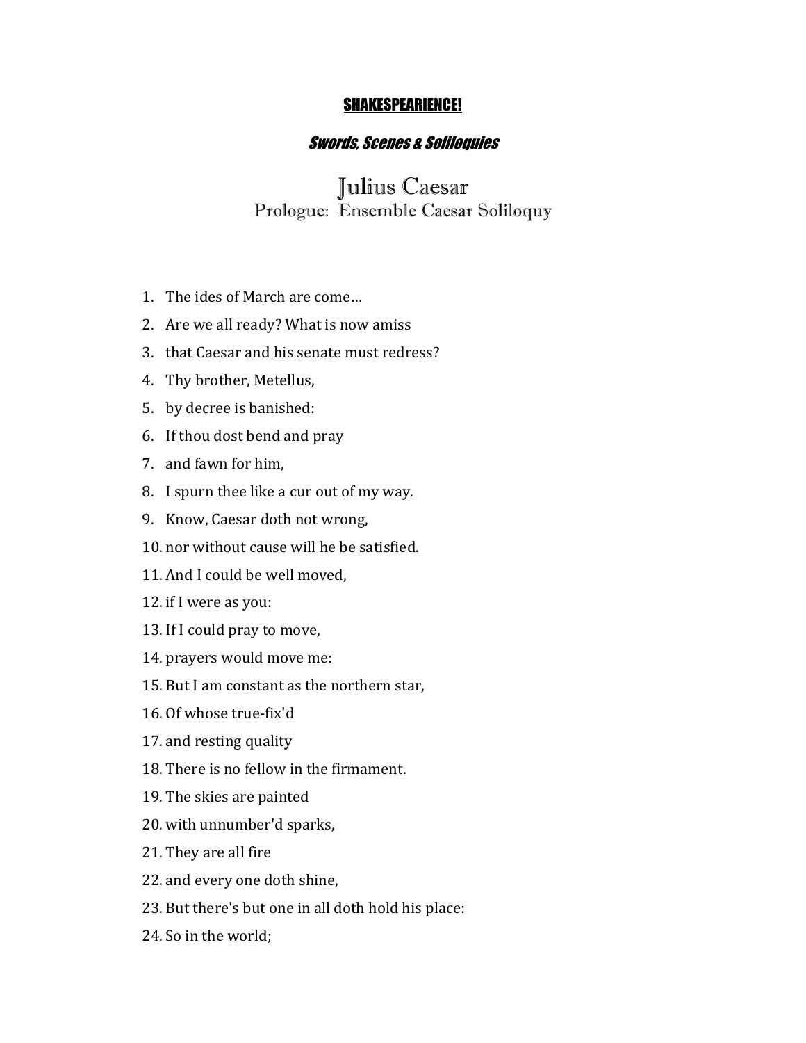**SHAKESPEARIENCE!**

***Swords, Scenes & Soliloquies***

# Julius Caesar

## Prologue: Ensemble Caesar Soliloquy

1. The ides of March are come…
2. Are we all ready? What is now amiss
3. that Caesar and his senate must redress?
4. Thy brother, Metellus,
5. by decree is banished:
6. If thou dost bend and pray
7. and fawn for him,
8. I spurn thee like a cur out of my way.
9. Know, Caesar doth not wrong,
10. nor without cause will he be satisfied.
11. And I could be well moved,
12. if I were as you:
13. If I could pray to move,
14. prayers would move me:
15. But I am constant as the northern star,
16. Of whose true-fix'd
17. and resting quality
18. There is no fellow in the firmament.
19. The skies are painted
20. with unnumber'd sparks,
21. They are all fire
22. and every one doth shine,
23. But there's but one in all doth hold his place:
24. So in the world;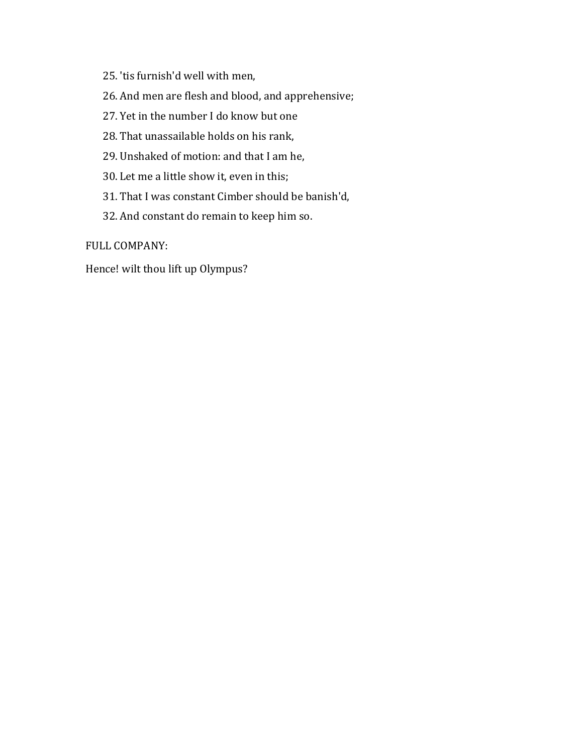25. 'tis furnish'd well with men,
26. And men are flesh and blood, and apprehensive;
27. Yet in the number I do know but one
28. That unassailable holds on his rank,
29. Unshaked of motion: and that I am he,
30. Let me a little show it, even in this;
31. That I was constant Cimber should be banish'd,
32. And constant do remain to keep him so.

FULL COMPANY:

Hence! wilt thou lift up Olympus?